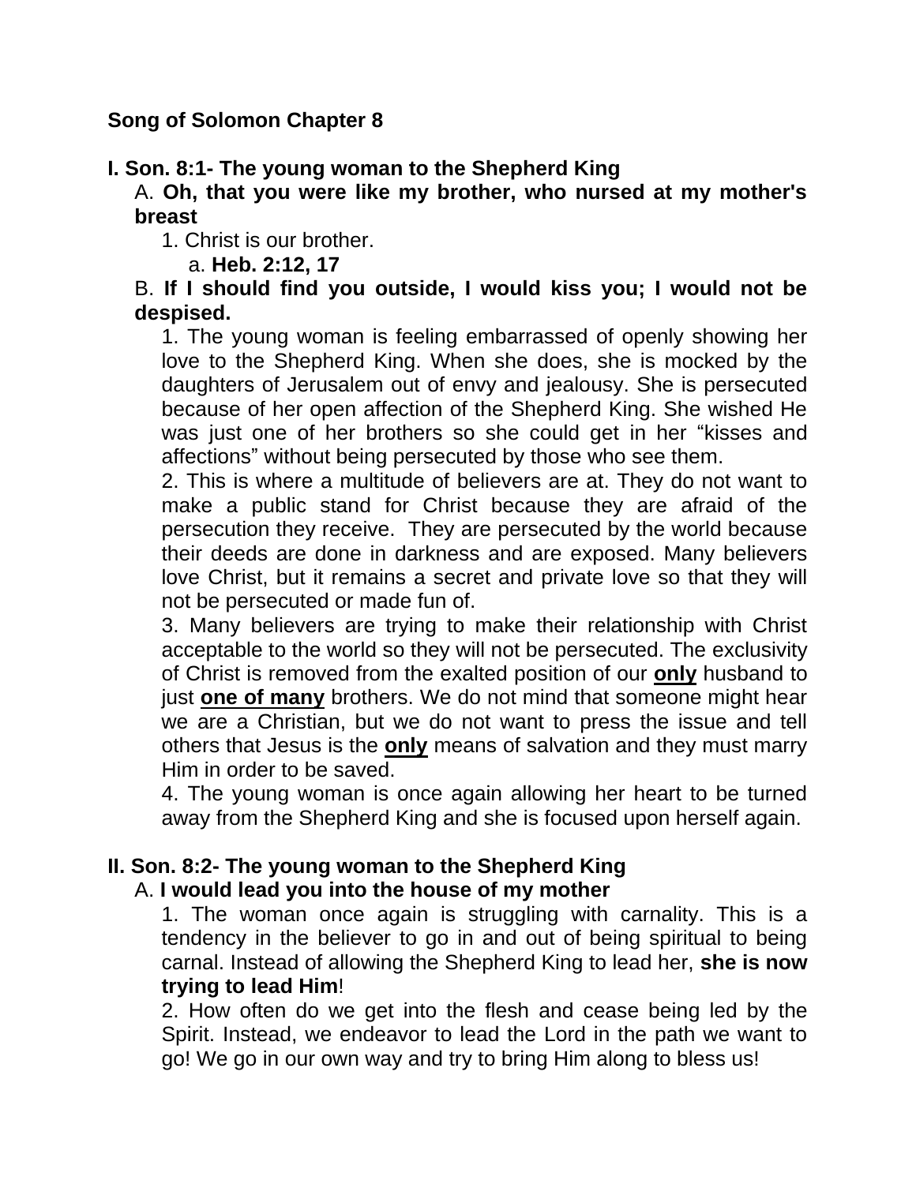**Song of Solomon Chapter 8**

**I. Son. 8:1- The young woman to the Shepherd King**

A. **Oh, that you were like my brother, who nursed at my mother's breast**

1. Christ is our brother.

a. **Heb. 2:12, 17**

B. **If I should find you outside, I would kiss you; I would not be despised.**

1. The young woman is feeling embarrassed of openly showing her love to the Shepherd King. When she does, she is mocked by the daughters of Jerusalem out of envy and jealousy. She is persecuted because of her open affection of the Shepherd King. She wished He was just one of her brothers so she could get in her "kisses and affections" without being persecuted by those who see them.

2. This is where a multitude of believers are at. They do not want to make a public stand for Christ because they are afraid of the persecution they receive. They are persecuted by the world because their deeds are done in darkness and are exposed. Many believers love Christ, but it remains a secret and private love so that they will not be persecuted or made fun of.

3. Many believers are trying to make their relationship with Christ acceptable to the world so they will not be persecuted. The exclusivity of Christ is removed from the exalted position of our **only** husband to just **one of many** brothers. We do not mind that someone might hear we are a Christian, but we do not want to press the issue and tell others that Jesus is the **only** means of salvation and they must marry Him in order to be saved.

4. The young woman is once again allowing her heart to be turned away from the Shepherd King and she is focused upon herself again.

**II. Son. 8:2- The young woman to the Shepherd King**

A. **I would lead you into the house of my mother**

1. The woman once again is struggling with carnality. This is a tendency in the believer to go in and out of being spiritual to being carnal. Instead of allowing the Shepherd King to lead her, **she is now trying to lead Him**!

2. How often do we get into the flesh and cease being led by the Spirit. Instead, we endeavor to lead the Lord in the path we want to go! We go in our own way and try to bring Him along to bless us!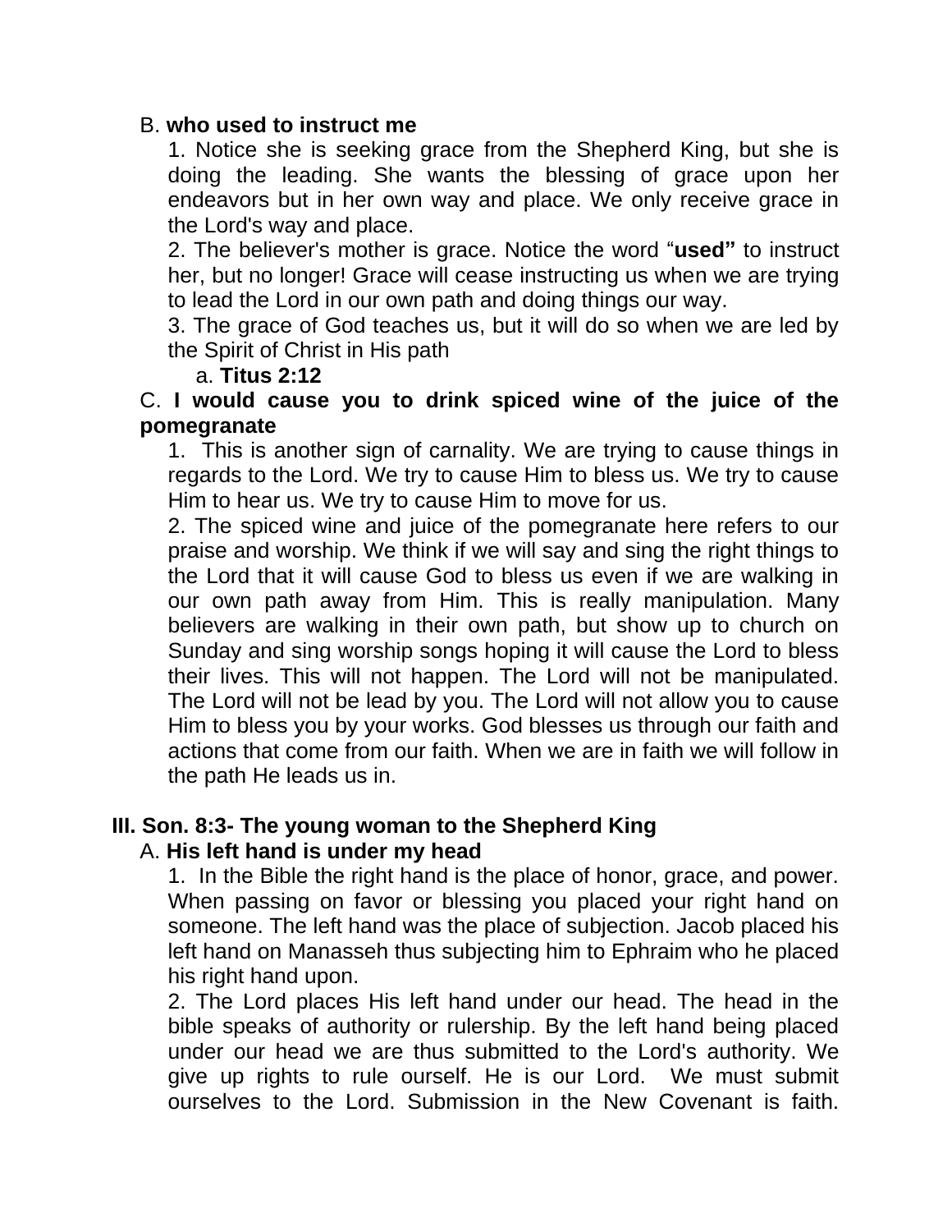B. **who used to instruct me**

1. Notice she is seeking grace from the Shepherd King, but she is doing the leading. She wants the blessing of grace upon her endeavors but in her own way and place. We only receive grace in the Lord's way and place.
2. The believer's mother is grace. Notice the word "**used"** to instruct her, but no longer! Grace will cease instructing us when we are trying to lead the Lord in our own path and doing things our way.
3. The grace of God teaches us, but it will do so when we are led by the Spirit of Christ in His path
   a. **Titus 2:12**

C. **I would cause you to drink spiced wine of the juice of the pomegranate**

1. This is another sign of carnality. We are trying to cause things in regards to the Lord. We try to cause Him to bless us. We try to cause Him to hear us. We try to cause Him to move for us.
2. The spiced wine and juice of the pomegranate here refers to our praise and worship. We think if we will say and sing the right things to the Lord that it will cause God to bless us even if we are walking in our own path away from Him. This is really manipulation. Many believers are walking in their own path, but show up to church on Sunday and sing worship songs hoping it will cause the Lord to bless their lives. This will not happen. The Lord will not be manipulated. The Lord will not be lead by you. The Lord will not allow you to cause Him to bless you by your works. God blesses us through our faith and actions that come from our faith. When we are in faith we will follow in the path He leads us in.

**III. Son. 8:3- The young woman to the Shepherd King**

A. **His left hand is under my head**

1. In the Bible the right hand is the place of honor, grace, and power. When passing on favor or blessing you placed your right hand on someone. The left hand was the place of subjection. Jacob placed his left hand on Manasseh thus subjecting him to Ephraim who he placed his right hand upon.
2. The Lord places His left hand under our head. The head in the bible speaks of authority or rulership. By the left hand being placed under our head we are thus submitted to the Lord's authority. We give up rights to rule ourself. He is our Lord. We must submit ourselves to the Lord. Submission in the New Covenant is faith.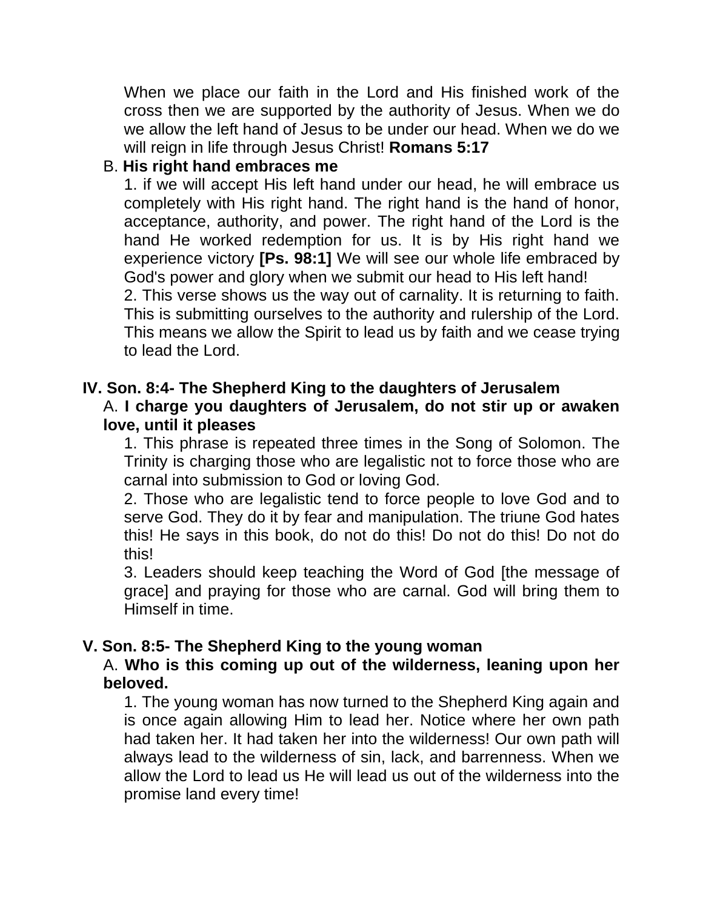When we place our faith in the Lord and His finished work of the cross then we are supported by the authority of Jesus. When we do we allow the left hand of Jesus to be under our head. When we do we will reign in life through Jesus Christ! **Romans 5:17**

B. **His right hand embraces me**

1. if we will accept His left hand under our head, he will embrace us completely with His right hand. The right hand is the hand of honor, acceptance, authority, and power. The right hand of the Lord is the hand He worked redemption for us. It is by His right hand we experience victory **[Ps. 98:1]** We will see our whole life embraced by God's power and glory when we submit our head to His left hand!

2. This verse shows us the way out of carnality. It is returning to faith. This is submitting ourselves to the authority and rulership of the Lord. This means we allow the Spirit to lead us by faith and we cease trying to lead the Lord.

## IV. Son. 8:4- The Shepherd King to the daughters of Jerusalem

A. **I charge you daughters of Jerusalem, do not stir up or awaken love, until it pleases**

1. This phrase is repeated three times in the Song of Solomon. The Trinity is charging those who are legalistic not to force those who are carnal into submission to God or loving God.

2. Those who are legalistic tend to force people to love God and to serve God. They do it by fear and manipulation. The triune God hates this! He says in this book, do not do this! Do not do this! Do not do this!

3. Leaders should keep teaching the Word of God [the message of grace] and praying for those who are carnal. God will bring them to Himself in time.

## V. Son. 8:5- The Shepherd King to the young woman

A. **Who is this coming up out of the wilderness, leaning upon her beloved.**

1. The young woman has now turned to the Shepherd King again and is once again allowing Him to lead her. Notice where her own path had taken her. It had taken her into the wilderness! Our own path will always lead to the wilderness of sin, lack, and barrenness. When we allow the Lord to lead us He will lead us out of the wilderness into the promise land every time!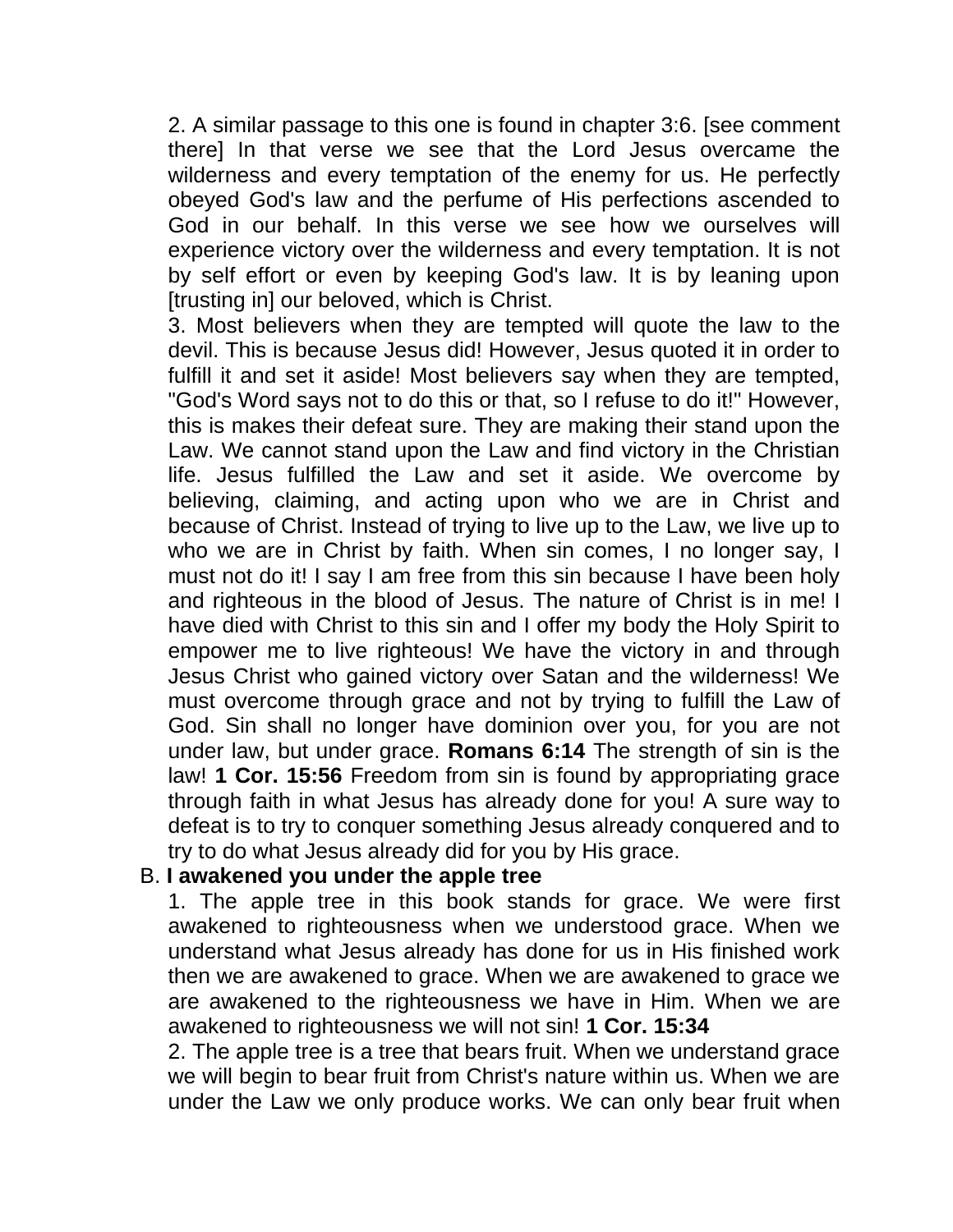2. A similar passage to this one is found in chapter 3:6. [see comment there] In that verse we see that the Lord Jesus overcame the wilderness and every temptation of the enemy for us. He perfectly obeyed God's law and the perfume of His perfections ascended to God in our behalf. In this verse we see how we ourselves will experience victory over the wilderness and every temptation. It is not by self effort or even by keeping God's law. It is by leaning upon [trusting in] our beloved, which is Christ.

3. Most believers when they are tempted will quote the law to the devil. This is because Jesus did! However, Jesus quoted it in order to fulfill it and set it aside! Most believers say when they are tempted, "God's Word says not to do this or that, so I refuse to do it!" However, this is makes their defeat sure. They are making their stand upon the Law. We cannot stand upon the Law and find victory in the Christian life. Jesus fulfilled the Law and set it aside. We overcome by believing, claiming, and acting upon who we are in Christ and because of Christ. Instead of trying to live up to the Law, we live up to who we are in Christ by faith. When sin comes, I no longer say, I must not do it! I say I am free from this sin because I have been holy and righteous in the blood of Jesus. The nature of Christ is in me! I have died with Christ to this sin and I offer my body the Holy Spirit to empower me to live righteous! We have the victory in and through Jesus Christ who gained victory over Satan and the wilderness! We must overcome through grace and not by trying to fulfill the Law of God. Sin shall no longer have dominion over you, for you are not under law, but under grace. **Romans 6:14** The strength of sin is the law! **1 Cor. 15:56** Freedom from sin is found by appropriating grace through faith in what Jesus has already done for you! A sure way to defeat is to try to conquer something Jesus already conquered and to try to do what Jesus already did for you by His grace.

B. **I awakened you under the apple tree**

1. The apple tree in this book stands for grace. We were first awakened to righteousness when we understood grace. When we understand what Jesus already has done for us in His finished work then we are awakened to grace. When we are awakened to grace we are awakened to the righteousness we have in Him. When we are awakened to righteousness we will not sin! **1 Cor. 15:34**

2. The apple tree is a tree that bears fruit. When we understand grace we will begin to bear fruit from Christ's nature within us. When we are under the Law we only produce works. We can only bear fruit when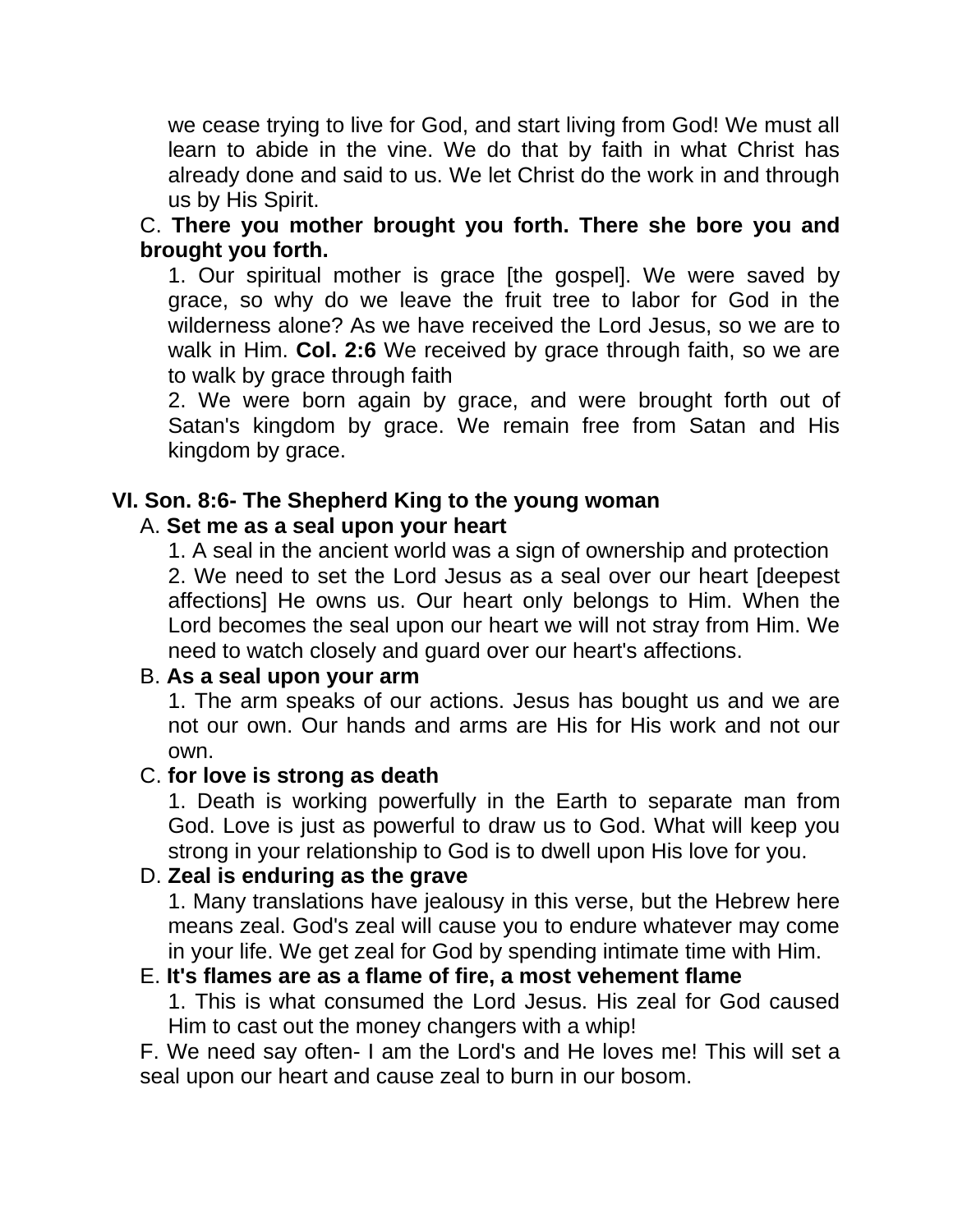we cease trying to live for God, and start living from God! We must all learn to abide in the vine. We do that by faith in what Christ has already done and said to us. We let Christ do the work in and through us by His Spirit.

C. **There you mother brought you forth. There she bore you and brought you forth.**

1. Our spiritual mother is grace [the gospel]. We were saved by grace, so why do we leave the fruit tree to labor for God in the wilderness alone? As we have received the Lord Jesus, so we are to walk in Him. **Col. 2:6** We received by grace through faith, so we are to walk by grace through faith

2. We were born again by grace, and were brought forth out of Satan's kingdom by grace. We remain free from Satan and His kingdom by grace.

**VI. Son. 8:6- The Shepherd King to the young woman**

A. **Set me as a seal upon your heart**

1. A seal in the ancient world was a sign of ownership and protection

2. We need to set the Lord Jesus as a seal over our heart [deepest affections] He owns us. Our heart only belongs to Him. When the Lord becomes the seal upon our heart we will not stray from Him. We need to watch closely and guard over our heart's affections.

B. **As a seal upon your arm**

1. The arm speaks of our actions. Jesus has bought us and we are not our own. Our hands and arms are His for His work and not our own.

C. **for love is strong as death**

1. Death is working powerfully in the Earth to separate man from God. Love is just as powerful to draw us to God. What will keep you strong in your relationship to God is to dwell upon His love for you.

D. **Zeal is enduring as the grave**

1. Many translations have jealousy in this verse, but the Hebrew here means zeal. God's zeal will cause you to endure whatever may come in your life. We get zeal for God by spending intimate time with Him.

E. **It's flames are as a flame of fire, a most vehement flame**

1. This is what consumed the Lord Jesus. His zeal for God caused Him to cast out the money changers with a whip!

F. We need say often- I am the Lord's and He loves me! This will set a seal upon our heart and cause zeal to burn in our bosom.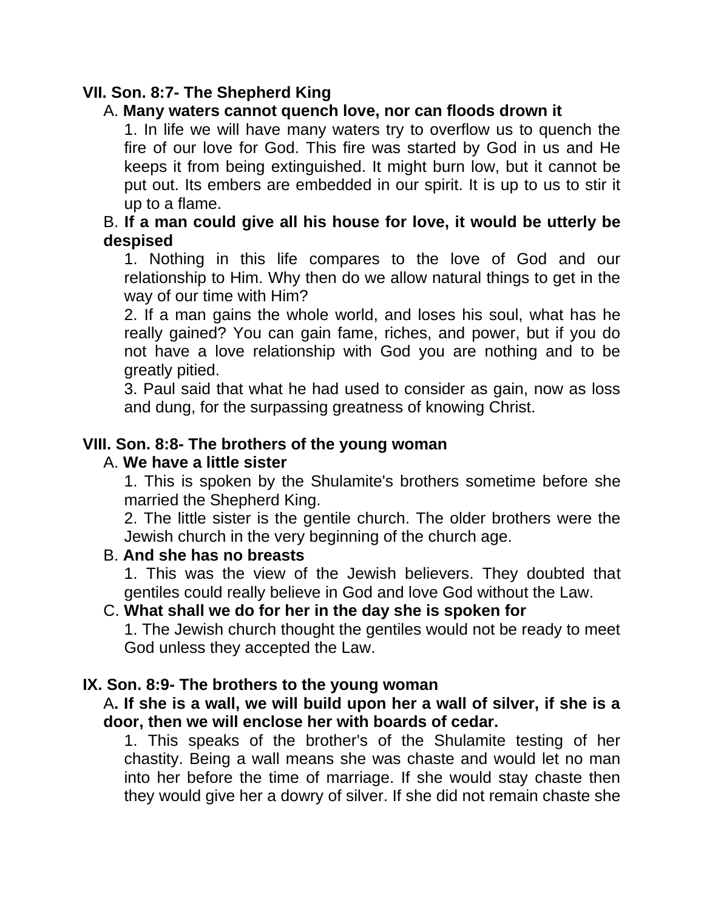**VII. Son. 8:7- The Shepherd King**

A. **Many waters cannot quench love, nor can floods drown it**

1. In life we will have many waters try to overflow us to quench the fire of our love for God. This fire was started by God in us and He keeps it from being extinguished. It might burn low, but it cannot be put out. Its embers are embedded in our spirit. It is up to us to stir it up to a flame.

B. **If a man could give all his house for love, it would be utterly be despised**

1. Nothing in this life compares to the love of God and our relationship to Him. Why then do we allow natural things to get in the way of our time with Him?

2. If a man gains the whole world, and loses his soul, what has he really gained? You can gain fame, riches, and power, but if you do not have a love relationship with God you are nothing and to be greatly pitied.

3. Paul said that what he had used to consider as gain, now as loss and dung, for the surpassing greatness of knowing Christ.

**VIII. Son. 8:8- The brothers of the young woman**

A. **We have a little sister**

1. This is spoken by the Shulamite's brothers sometime before she married the Shepherd King.

2. The little sister is the gentile church. The older brothers were the Jewish church in the very beginning of the church age.

B. **And she has no breasts**

1. This was the view of the Jewish believers. They doubted that gentiles could really believe in God and love God without the Law.

C. **What shall we do for her in the day she is spoken for**

1. The Jewish church thought the gentiles would not be ready to meet God unless they accepted the Law.

**IX. Son. 8:9- The brothers to the young woman**

A**. If she is a wall, we will build upon her a wall of silver, if she is a door, then we will enclose her with boards of cedar.**

1. This speaks of the brother's of the Shulamite testing of her chastity. Being a wall means she was chaste and would let no man into her before the time of marriage. If she would stay chaste then they would give her a dowry of silver. If she did not remain chaste she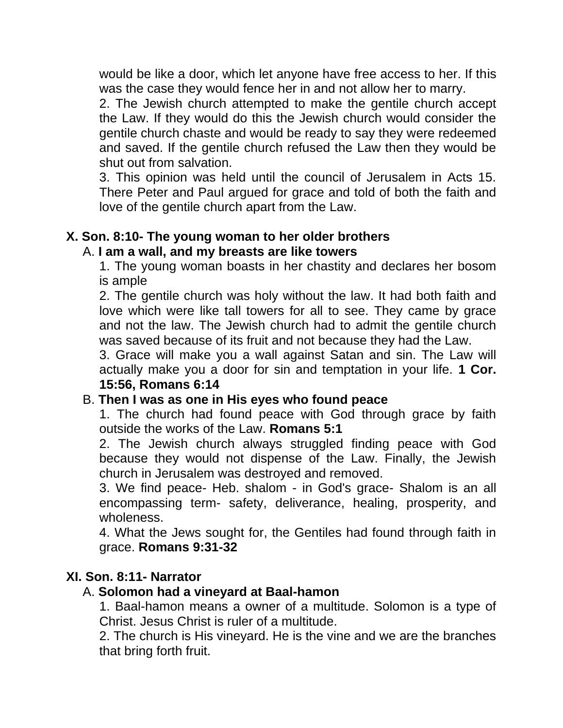would be like a door, which let anyone have free access to her. If this was the case they would fence her in and not allow her to marry.

2. The Jewish church attempted to make the gentile church accept the Law. If they would do this the Jewish church would consider the gentile church chaste and would be ready to say they were redeemed and saved. If the gentile church refused the Law then they would be shut out from salvation.

3. This opinion was held until the council of Jerusalem in Acts 15. There Peter and Paul argued for grace and told of both the faith and love of the gentile church apart from the Law.

**X. Son. 8:10- The young woman to her older brothers**

A. **I am a wall, and my breasts are like towers**

1. The young woman boasts in her chastity and declares her bosom is ample

2. The gentile church was holy without the law. It had both faith and love which were like tall towers for all to see. They came by grace and not the law. The Jewish church had to admit the gentile church was saved because of its fruit and not because they had the Law.

3. Grace will make you a wall against Satan and sin. The Law will actually make you a door for sin and temptation in your life. **1 Cor. 15:56, Romans 6:14**

B. **Then I was as one in His eyes who found peace**

1. The church had found peace with God through grace by faith outside the works of the Law. **Romans 5:1**

2. The Jewish church always struggled finding peace with God because they would not dispense of the Law. Finally, the Jewish church in Jerusalem was destroyed and removed.

3. We find peace- Heb. shalom - in God's grace- Shalom is an all encompassing term- safety, deliverance, healing, prosperity, and wholeness.

4. What the Jews sought for, the Gentiles had found through faith in grace. **Romans 9:31-32**

**XI. Son. 8:11- Narrator**

A. **Solomon had a vineyard at Baal-hamon**

1. Baal-hamon means a owner of a multitude. Solomon is a type of Christ. Jesus Christ is ruler of a multitude.

2. The church is His vineyard. He is the vine and we are the branches that bring forth fruit.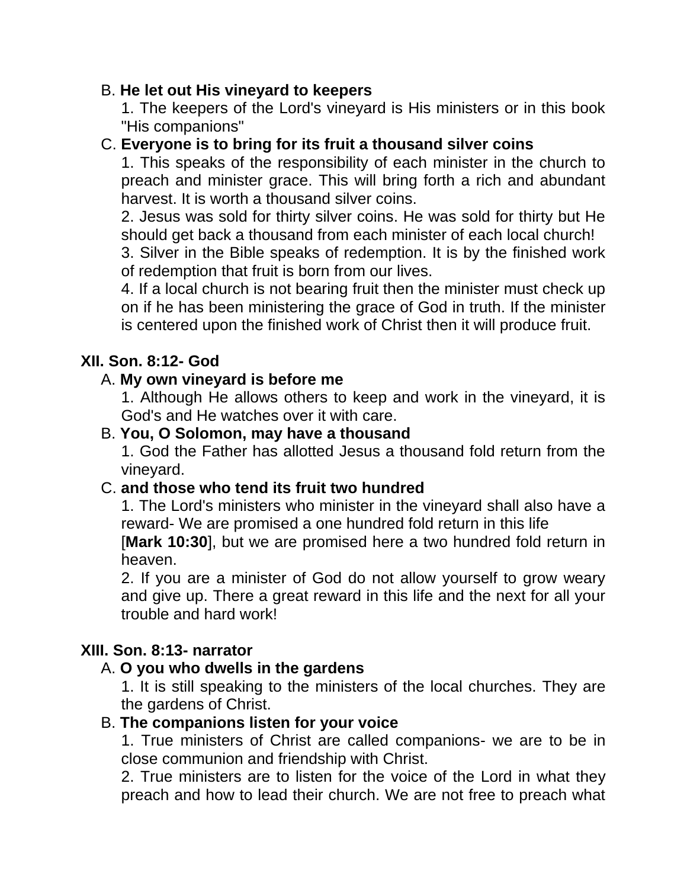B. **He let out His vineyard to keepers**

1. The keepers of the Lord's vineyard is His ministers or in this book "His companions"

C. **Everyone is to bring for its fruit a thousand silver coins**

1. This speaks of the responsibility of each minister in the church to preach and minister grace. This will bring forth a rich and abundant harvest. It is worth a thousand silver coins.
2. Jesus was sold for thirty silver coins. He was sold for thirty but He should get back a thousand from each minister of each local church!
3. Silver in the Bible speaks of redemption. It is by the finished work of redemption that fruit is born from our lives.
4. If a local church is not bearing fruit then the minister must check up on if he has been ministering the grace of God in truth. If the minister is centered upon the finished work of Christ then it will produce fruit.

**XII. Son. 8:12- God**

A. **My own vineyard is before me**

1. Although He allows others to keep and work in the vineyard, it is God's and He watches over it with care.

B. **You, O Solomon, may have a thousand**

1. God the Father has allotted Jesus a thousand fold return from the vineyard.

C. **and those who tend its fruit two hundred**

1. The Lord's ministers who minister in the vineyard shall also have a reward- We are promised a one hundred fold return in this life [**Mark 10:30**], but we are promised here a two hundred fold return in heaven.
2. If you are a minister of God do not allow yourself to grow weary and give up. There a great reward in this life and the next for all your trouble and hard work!

**XIII. Son. 8:13- narrator**

A. **O you who dwells in the gardens**

1. It is still speaking to the ministers of the local churches. They are the gardens of Christ.

B. **The companions listen for your voice**

1. True ministers of Christ are called companions- we are to be in close communion and friendship with Christ.
2. True ministers are to listen for the voice of the Lord in what they preach and how to lead their church. We are not free to preach what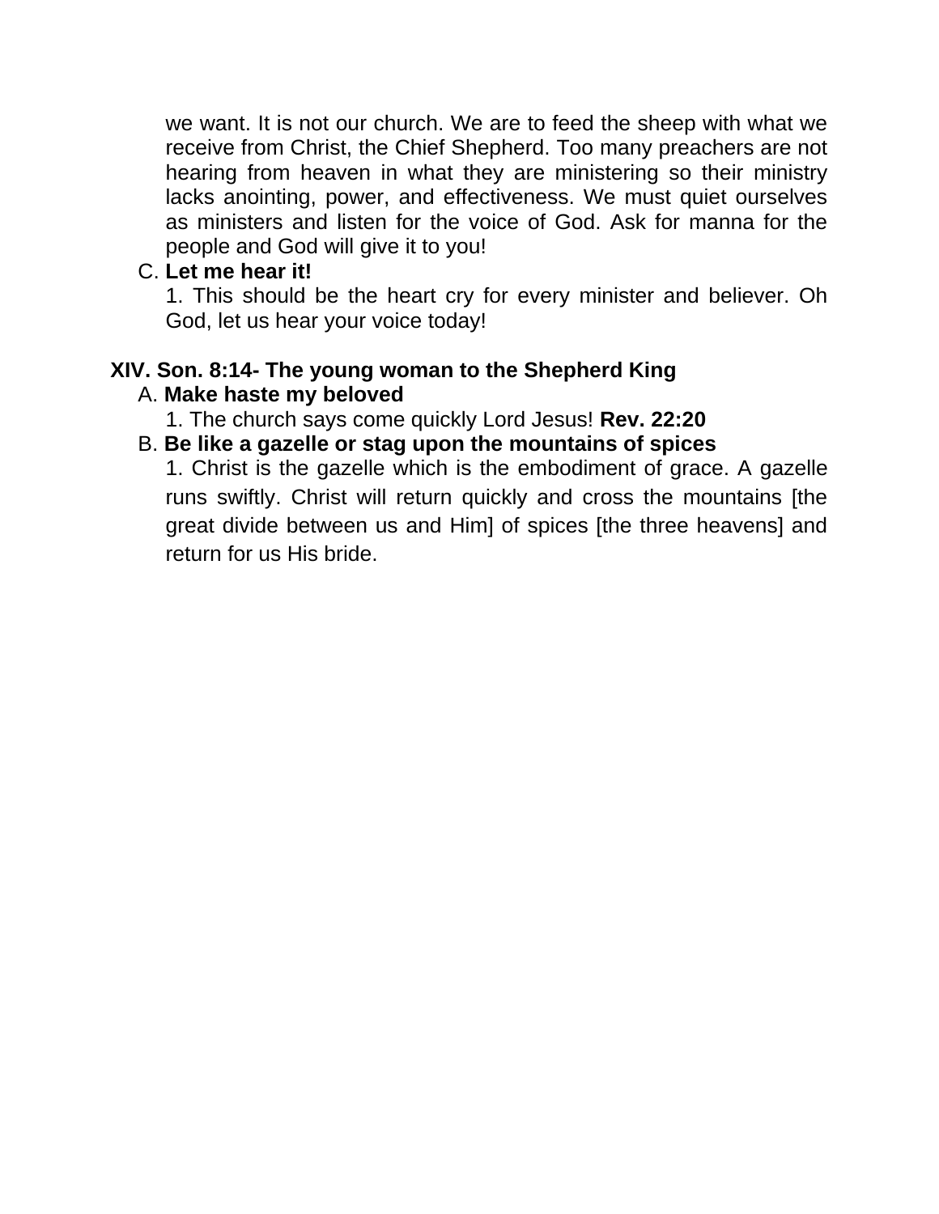we want. It is not our church. We are to feed the sheep with what we receive from Christ, the Chief Shepherd. Too many preachers are not hearing from heaven in what they are ministering so their ministry lacks anointing, power, and effectiveness. We must quiet ourselves as ministers and listen for the voice of God. Ask for manna for the people and God will give it to you!

C. **Let me hear it!**

1. This should be the heart cry for every minister and believer. Oh God, let us hear your voice today!

**XIV. Son. 8:14- The young woman to the Shepherd King**

A. **Make haste my beloved**

1. The church says come quickly Lord Jesus! **Rev. 22:20**

B. **Be like a gazelle or stag upon the mountains of spices**

1. Christ is the gazelle which is the embodiment of grace. A gazelle runs swiftly. Christ will return quickly and cross the mountains [the great divide between us and Him] of spices [the three heavens] and return for us His bride.